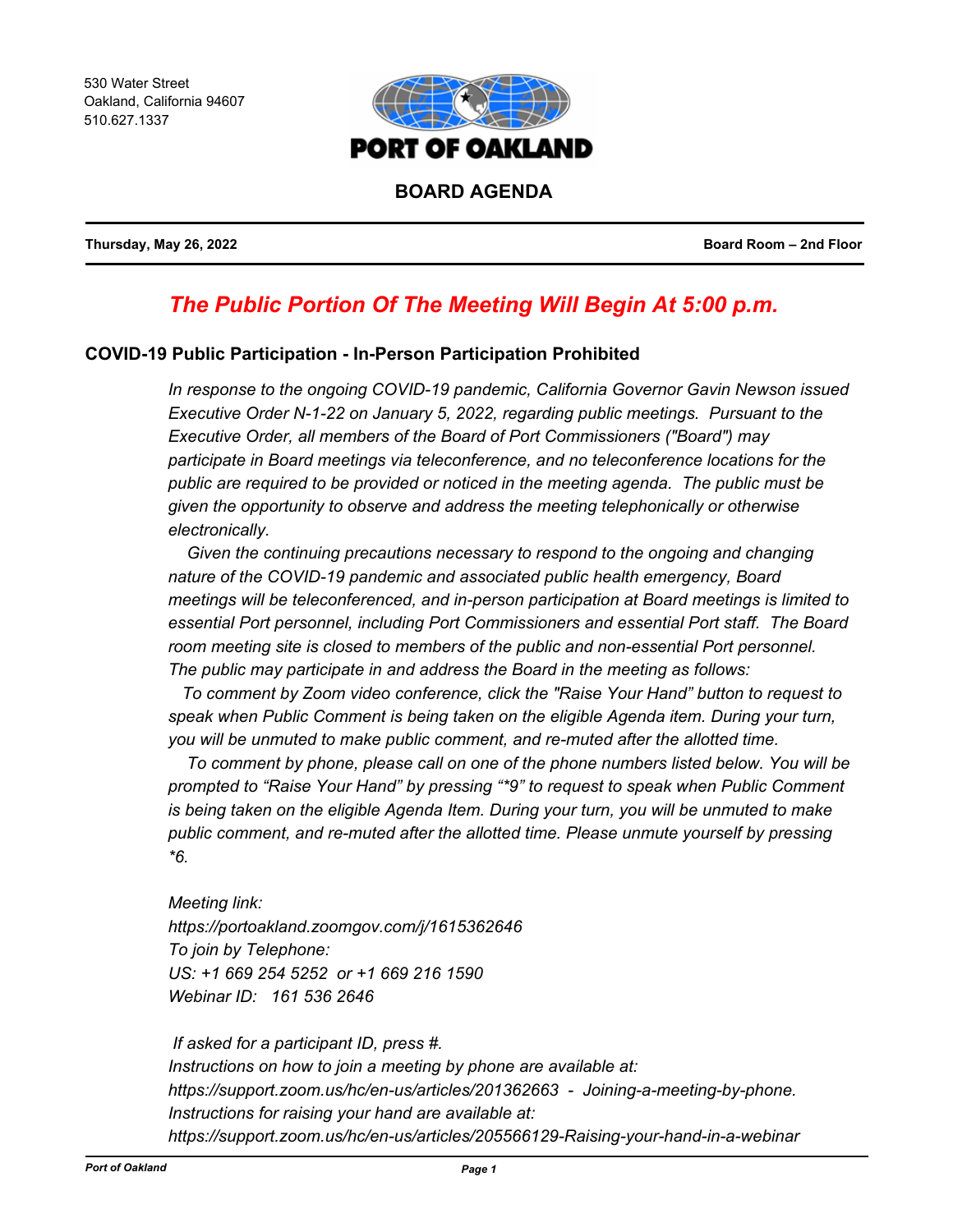530 Water Street
Oakland, California 94607
510.627.1337

# PORT OF OAKLAND

## BOARD AGENDA

**Thursday, May 26, 2022** **Board Room – 2nd Floor**

## *The Public Portion Of The Meeting Will Begin At 5:00 p.m.*

### COVID-19 Public Participation - In-Person Participation Prohibited

*In response to the ongoing COVID-19 pandemic, California Governor Gavin Newson issued Executive Order N-1-22 on January 5, 2022, regarding public meetings. Pursuant to the Executive Order, all members of the Board of Port Commissioners ("Board") may participate in Board meetings via teleconference, and no teleconference locations for the public are required to be provided or noticed in the meeting agenda. The public must be given the opportunity to observe and address the meeting telephonically or otherwise electronically.*

*Given the continuing precautions necessary to respond to the ongoing and changing nature of the COVID-19 pandemic and associated public health emergency, Board meetings will be teleconferenced, and in-person participation at Board meetings is limited to essential Port personnel, including Port Commissioners and essential Port staff. The Board room meeting site is closed to members of the public and non-essential Port personnel. The public may participate in and address the Board in the meeting as follows:*

*To comment by Zoom video conference, click the "Raise Your Hand" button to request to speak when Public Comment is being taken on the eligible Agenda item. During your turn, you will be unmuted to make public comment, and re-muted after the allotted time.*

*To comment by phone, please call on one of the phone numbers listed below. You will be prompted to "Raise Your Hand" by pressing "*9" to request to speak when Public Comment is being taken on the eligible Agenda Item. During your turn, you will be unmuted to make public comment, and re-muted after the allotted time. Please unmute yourself by pressing *6.*

*Meeting link:*
*https://portoakland.zoomgov.com/j/1615362646*
*To join by Telephone:*
*US: +1 669 254 5252 or +1 669 216 1590*
*Webinar ID: 161 536 2646*

*If asked for a participant ID, press #.*
*Instructions on how to join a meeting by phone are available at:*
*https://support.zoom.us/hc/en-us/articles/201362663 - Joining-a-meeting-by-phone.*
*Instructions for raising your hand are available at:*
*https://support.zoom.us/hc/en-us/articles/205566129-Raising-your-hand-in-a-webinar*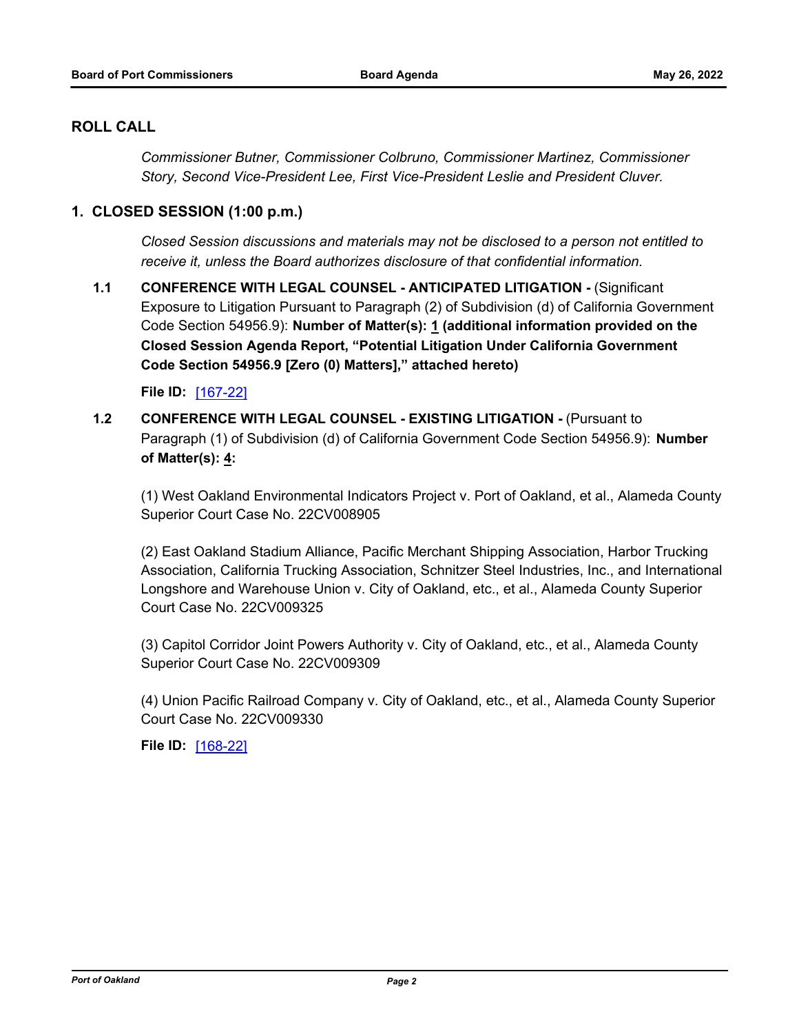## ROLL CALL

*Commissioner Butner, Commissioner Colbruno, Commissioner Martinez, Commissioner Story, Second Vice-President Lee, First Vice-President Leslie and President Cluver.*

## 1. CLOSED SESSION (1:00 p.m.)

*Closed Session discussions and materials may not be disclosed to a person not entitled to receive it, unless the Board authorizes disclosure of that confidential information.*

**1.1 CONFERENCE WITH LEGAL COUNSEL - ANTICIPATED LITIGATION -** (Significant Exposure to Litigation Pursuant to Paragraph (2) of Subdivision (d) of California Government Code Section 54956.9): **Number of Matter(s): 1 (additional information provided on the Closed Session Agenda Report, "Potential Litigation Under California Government Code Section 54956.9 [Zero (0) Matters]," attached hereto)**

**File ID:** [167-22]

**1.2 CONFERENCE WITH LEGAL COUNSEL - EXISTING LITIGATION -** (Pursuant to Paragraph (1) of Subdivision (d) of California Government Code Section 54956.9): **Number of Matter(s): 4:**

(1) West Oakland Environmental Indicators Project v. Port of Oakland, et al., Alameda County Superior Court Case No. 22CV008905

(2) East Oakland Stadium Alliance, Pacific Merchant Shipping Association, Harbor Trucking Association, California Trucking Association, Schnitzer Steel Industries, Inc., and International Longshore and Warehouse Union v. City of Oakland, etc., et al., Alameda County Superior Court Case No. 22CV009325

(3) Capitol Corridor Joint Powers Authority v. City of Oakland, etc., et al., Alameda County Superior Court Case No. 22CV009309

(4) Union Pacific Railroad Company v. City of Oakland, etc., et al., Alameda County Superior Court Case No. 22CV009330

**File ID:** [168-22]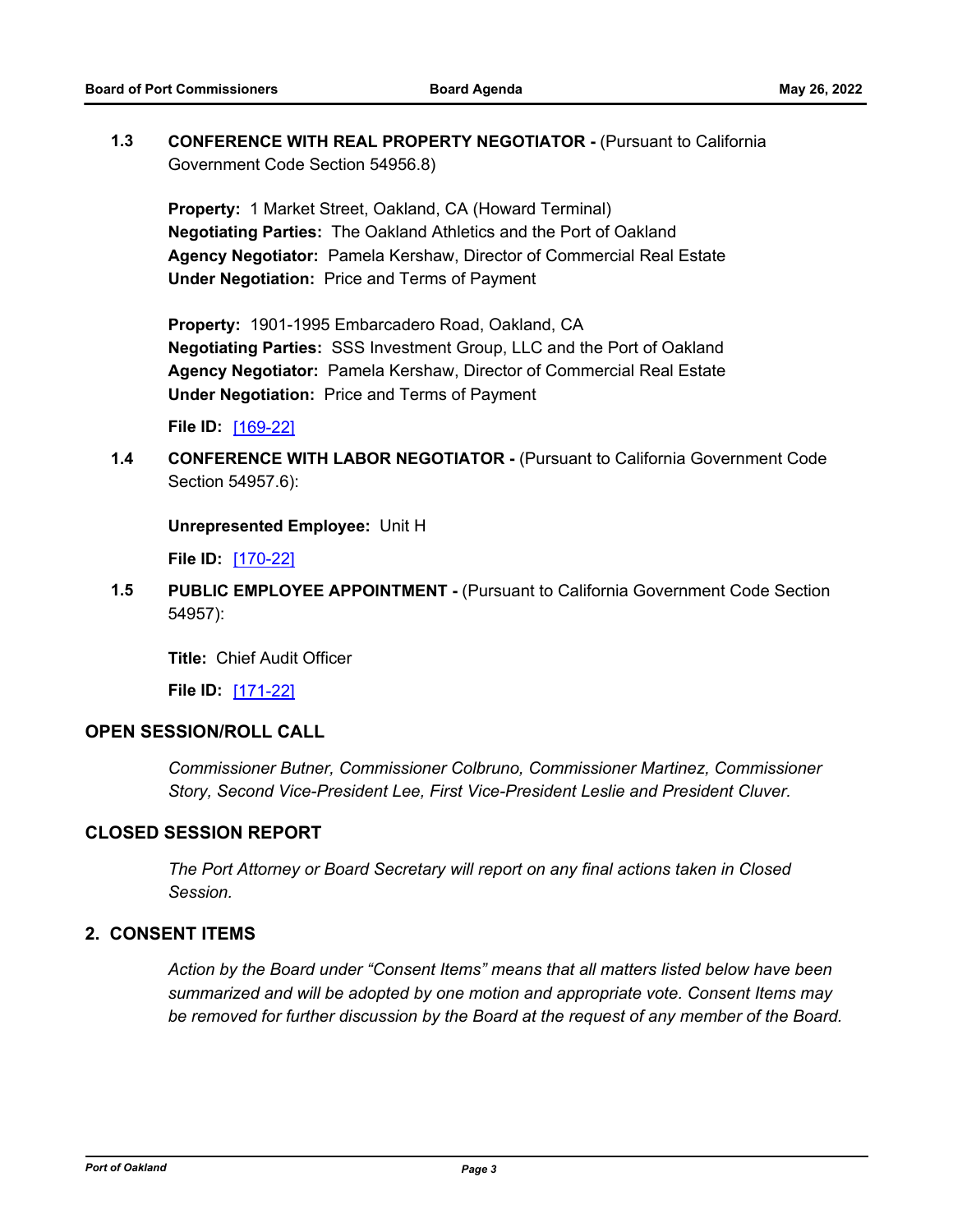**1.3 CONFERENCE WITH REAL PROPERTY NEGOTIATOR -** (Pursuant to California Government Code Section 54956.8)

**Property:** 1 Market Street, Oakland, CA (Howard Terminal)
**Negotiating Parties:** The Oakland Athletics and the Port of Oakland
**Agency Negotiator:** Pamela Kershaw, Director of Commercial Real Estate
**Under Negotiation:** Price and Terms of Payment

**Property:** 1901-1995 Embarcadero Road, Oakland, CA
**Negotiating Parties:** SSS Investment Group, LLC and the Port of Oakland
**Agency Negotiator:** Pamela Kershaw, Director of Commercial Real Estate
**Under Negotiation:** Price and Terms of Payment

**File ID:** [169-22]

**1.4 CONFERENCE WITH LABOR NEGOTIATOR -** (Pursuant to California Government Code Section 54957.6):

**Unrepresented Employee:** Unit H

**File ID:** [170-22]

**1.5 PUBLIC EMPLOYEE APPOINTMENT -** (Pursuant to California Government Code Section 54957):

**Title:** Chief Audit Officer

**File ID:** [171-22]

## OPEN SESSION/ROLL CALL

*Commissioner Butner, Commissioner Colbruno, Commissioner Martinez, Commissioner Story, Second Vice-President Lee, First Vice-President Leslie and President Cluver.*

## CLOSED SESSION REPORT

*The Port Attorney or Board Secretary will report on any final actions taken in Closed Session.*

## 2. CONSENT ITEMS

*Action by the Board under "Consent Items" means that all matters listed below have been summarized and will be adopted by one motion and appropriate vote. Consent Items may be removed for further discussion by the Board at the request of any member of the Board.*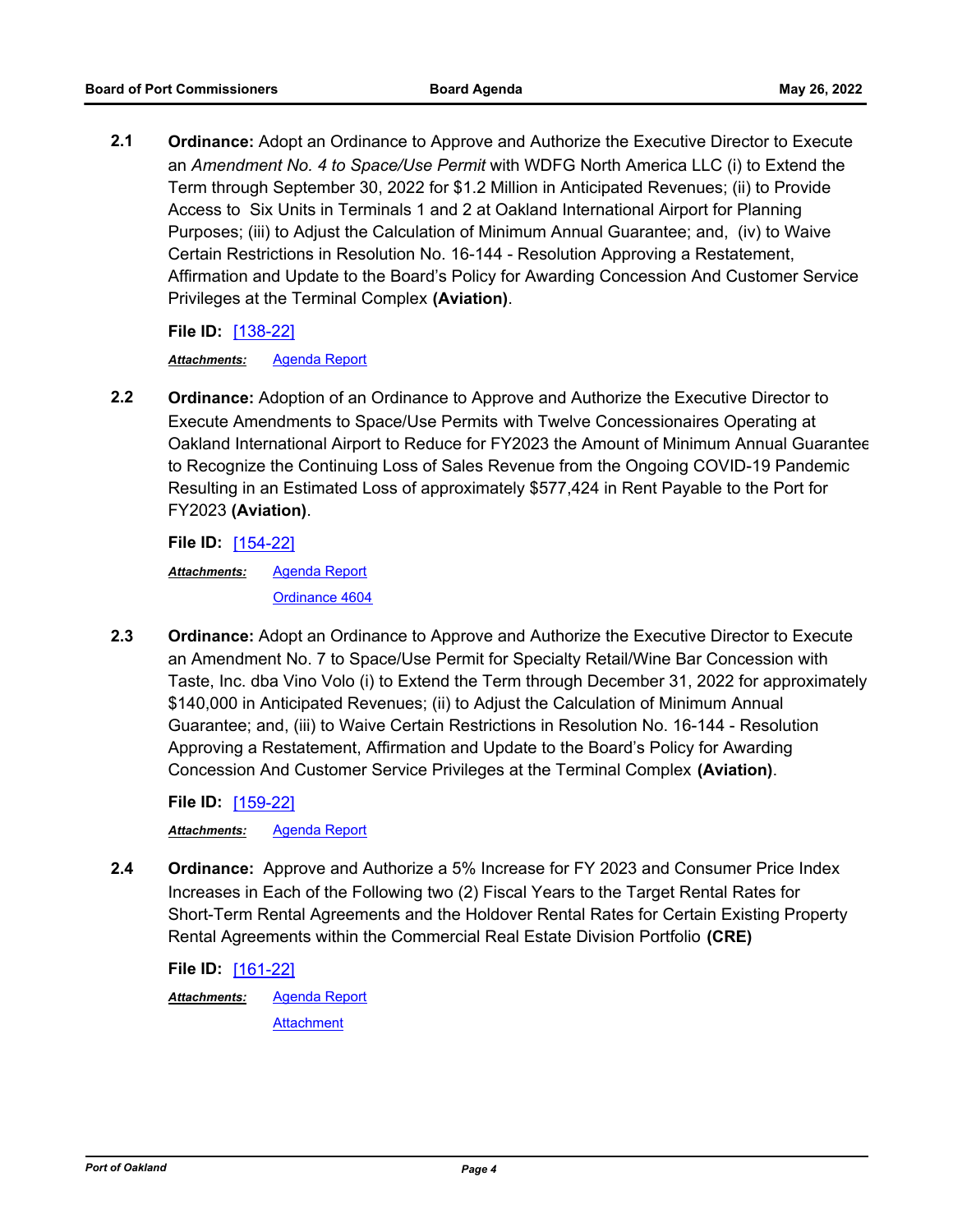**2.1** **Ordinance:** Adopt an Ordinance to Approve and Authorize the Executive Director to Execute an *Amendment No. 4 to Space/Use Permit* with WDFG North America LLC (i) to Extend the Term through September 30, 2022 for $1.2 Million in Anticipated Revenues; (ii) to Provide Access to Six Units in Terminals 1 and 2 at Oakland International Airport for Planning Purposes; (iii) to Adjust the Calculation of Minimum Annual Guarantee; and, (iv) to Waive Certain Restrictions in Resolution No. 16-144 - Resolution Approving a Restatement, Affirmation and Update to the Board's Policy for Awarding Concession And Customer Service Privileges at the Terminal Complex **(Aviation)**.

**File ID:** [138-22]

***Attachments:*** Agenda Report

**2.2** **Ordinance:** Adoption of an Ordinance to Approve and Authorize the Executive Director to Execute Amendments to Space/Use Permits with Twelve Concessionaires Operating at Oakland International Airport to Reduce for FY2023 the Amount of Minimum Annual Guarantee to Recognize the Continuing Loss of Sales Revenue from the Ongoing COVID-19 Pandemic Resulting in an Estimated Loss of approximately $577,424 in Rent Payable to the Port for FY2023 **(Aviation)**.

**File ID:** [154-22]

***Attachments:*** Agenda Report
Ordinance 4604

**2.3** **Ordinance:** Adopt an Ordinance to Approve and Authorize the Executive Director to Execute an Amendment No. 7 to Space/Use Permit for Specialty Retail/Wine Bar Concession with Taste, Inc. dba Vino Volo (i) to Extend the Term through December 31, 2022 for approximately $140,000 in Anticipated Revenues; (ii) to Adjust the Calculation of Minimum Annual Guarantee; and, (iii) to Waive Certain Restrictions in Resolution No. 16-144 - Resolution Approving a Restatement, Affirmation and Update to the Board's Policy for Awarding Concession And Customer Service Privileges at the Terminal Complex **(Aviation)**.

**File ID:** [159-22]

***Attachments:*** Agenda Report

**2.4** **Ordinance:** Approve and Authorize a 5% Increase for FY 2023 and Consumer Price Index Increases in Each of the Following two (2) Fiscal Years to the Target Rental Rates for Short-Term Rental Agreements and the Holdover Rental Rates for Certain Existing Property Rental Agreements within the Commercial Real Estate Division Portfolio **(CRE)**

**File ID:** [161-22]

***Attachments:*** Agenda Report
Attachment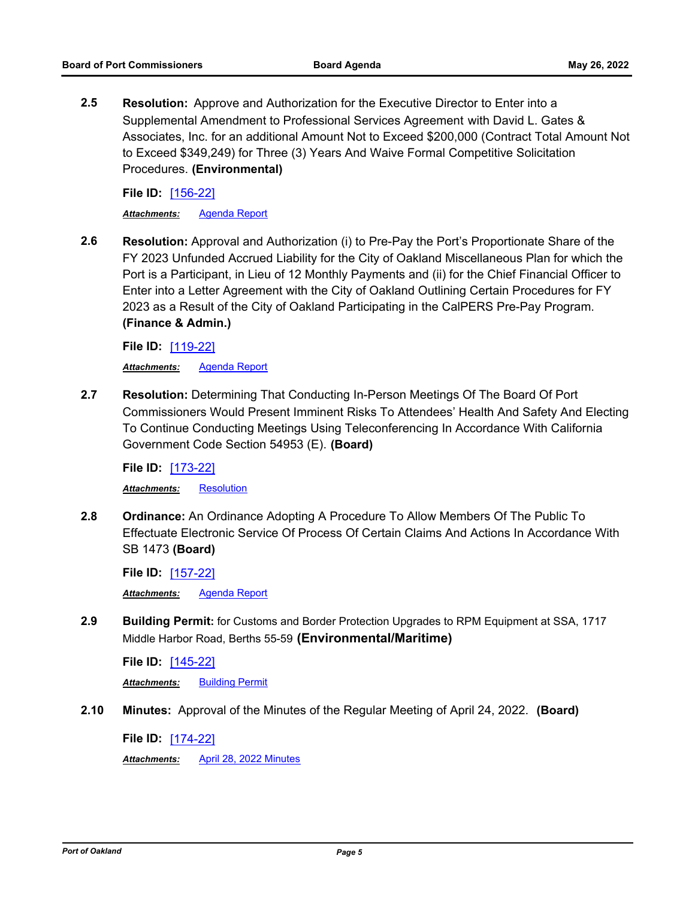**2.5** **Resolution:** Approve and Authorization for the Executive Director to Enter into a Supplemental Amendment to Professional Services Agreement with David L. Gates & Associates, Inc. for an additional Amount Not to Exceed $200,000 (Contract Total Amount Not to Exceed $349,249) for Three (3) Years And Waive Formal Competitive Solicitation Procedures. **(Environmental)**

**File ID:** [156-22]

***Attachments:*** Agenda Report

**2.6** **Resolution:** Approval and Authorization (i) to Pre-Pay the Port's Proportionate Share of the FY 2023 Unfunded Accrued Liability for the City of Oakland Miscellaneous Plan for which the Port is a Participant, in Lieu of 12 Monthly Payments and (ii) for the Chief Financial Officer to Enter into a Letter Agreement with the City of Oakland Outlining Certain Procedures for FY 2023 as a Result of the City of Oakland Participating in the CalPERS Pre-Pay Program. **(Finance & Admin.)**

**File ID:** [119-22]

***Attachments:*** Agenda Report

**2.7** **Resolution:** Determining That Conducting In-Person Meetings Of The Board Of Port Commissioners Would Present Imminent Risks To Attendees' Health And Safety And Electing To Continue Conducting Meetings Using Teleconferencing In Accordance With California Government Code Section 54953 (E). **(Board)**

**File ID:** [173-22]

***Attachments:*** Resolution

**2.8** **Ordinance:** An Ordinance Adopting A Procedure To Allow Members Of The Public To Effectuate Electronic Service Of Process Of Certain Claims And Actions In Accordance With SB 1473 **(Board)**

**File ID:** [157-22]

***Attachments:*** Agenda Report

**2.9** **Building Permit:** for Customs and Border Protection Upgrades to RPM Equipment at SSA, 1717 Middle Harbor Road, Berths 55-59 **(Environmental/Maritime)**

**File ID:** [145-22]

***Attachments:*** Building Permit

**2.10** **Minutes:** Approval of the Minutes of the Regular Meeting of April 24, 2022. **(Board)**

**File ID:** [174-22]

***Attachments:*** April 28, 2022 Minutes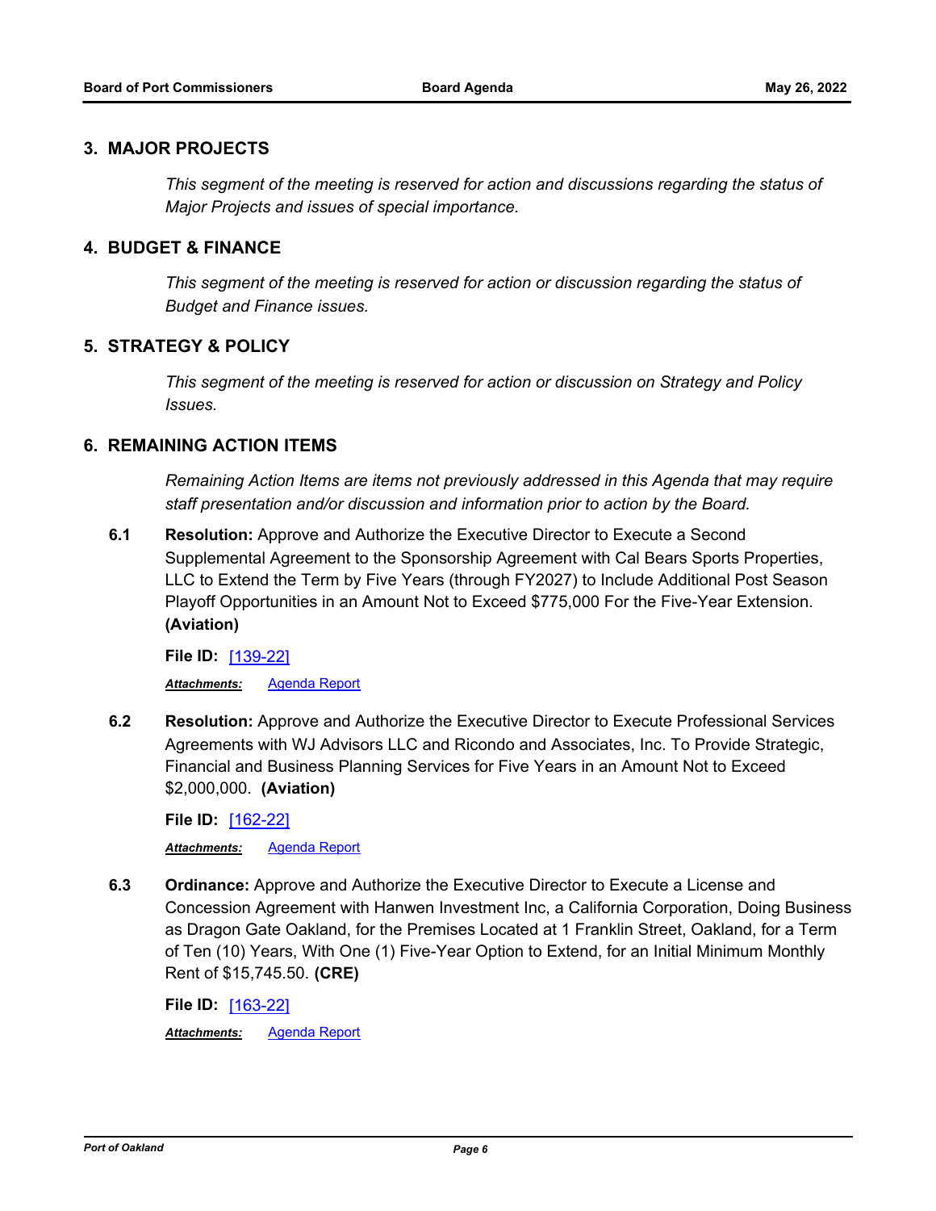## 3. MAJOR PROJECTS

*This segment of the meeting is reserved for action and discussions regarding the status of Major Projects and issues of special importance.*

## 4. BUDGET & FINANCE

*This segment of the meeting is reserved for action or discussion regarding the status of Budget and Finance issues.*

## 5. STRATEGY & POLICY

*This segment of the meeting is reserved for action or discussion on Strategy and Policy Issues.*

## 6. REMAINING ACTION ITEMS

*Remaining Action Items are items not previously addressed in this Agenda that may require staff presentation and/or discussion and information prior to action by the Board.*

**6.1** **Resolution:** Approve and Authorize the Executive Director to Execute a Second Supplemental Agreement to the Sponsorship Agreement with Cal Bears Sports Properties, LLC to Extend the Term by Five Years (through FY2027) to Include Additional Post Season Playoff Opportunities in an Amount Not to Exceed $775,000 For the Five-Year Extension. **(Aviation)**

**File ID:** [139-22]

***Attachments:*** Agenda Report

**6.2** **Resolution:** Approve and Authorize the Executive Director to Execute Professional Services Agreements with WJ Advisors LLC and Ricondo and Associates, Inc. To Provide Strategic, Financial and Business Planning Services for Five Years in an Amount Not to Exceed $2,000,000. **(Aviation)**

**File ID:** [162-22]

***Attachments:*** Agenda Report

**6.3** **Ordinance:** Approve and Authorize the Executive Director to Execute a License and Concession Agreement with Hanwen Investment Inc, a California Corporation, Doing Business as Dragon Gate Oakland, for the Premises Located at 1 Franklin Street, Oakland, for a Term of Ten (10) Years, With One (1) Five-Year Option to Extend, for an Initial Minimum Monthly Rent of $15,745.50. **(CRE)**

**File ID:** [163-22]

***Attachments:*** Agenda Report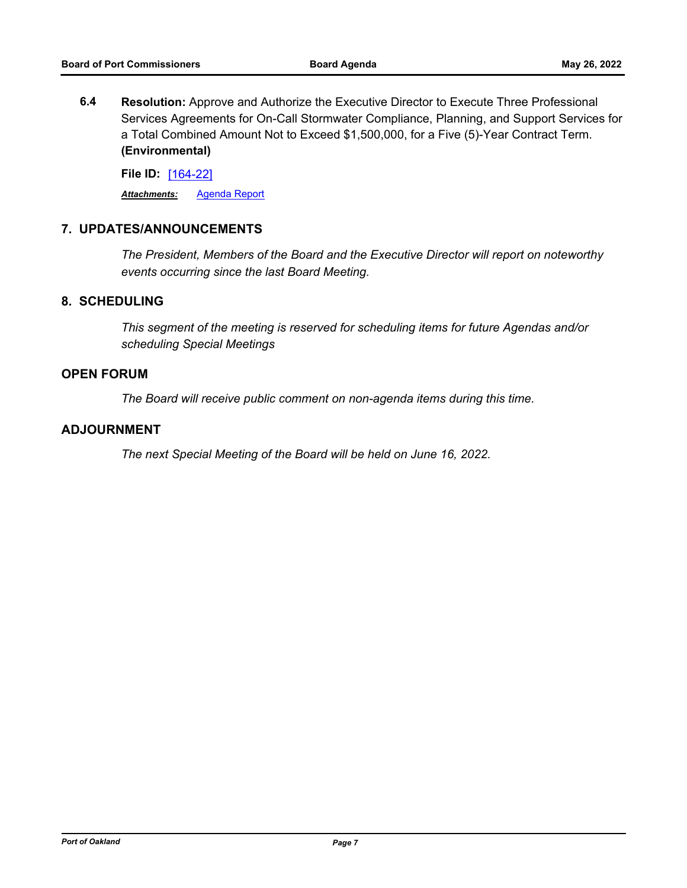**6.4** **Resolution:** Approve and Authorize the Executive Director to Execute Three Professional Services Agreements for On-Call Stormwater Compliance, Planning, and Support Services for a Total Combined Amount Not to Exceed $1,500,000, for a Five (5)-Year Contract Term. **(Environmental)**

**File ID:** [164-22]

***Attachments:*** Agenda Report

## 7. UPDATES/ANNOUNCEMENTS

*The President, Members of the Board and the Executive Director will report on noteworthy events occurring since the last Board Meeting.*

## 8. SCHEDULING

*This segment of the meeting is reserved for scheduling items for future Agendas and/or scheduling Special Meetings*

## OPEN FORUM

*The Board will receive public comment on non-agenda items during this time.*

## ADJOURNMENT

*The next Special Meeting of the Board will be held on June 16, 2022.*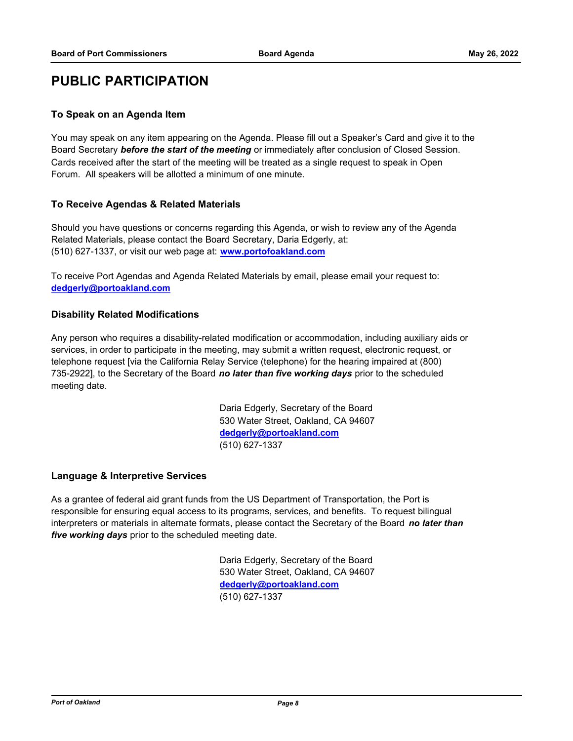# PUBLIC PARTICIPATION

### To Speak on an Agenda Item

You may speak on any item appearing on the Agenda. Please fill out a Speaker's Card and give it to the Board Secretary ***before the start of the meeting*** or immediately after conclusion of Closed Session. Cards received after the start of the meeting will be treated as a single request to speak in Open Forum. All speakers will be allotted a minimum of one minute.

### To Receive Agendas & Related Materials

Should you have questions or concerns regarding this Agenda, or wish to review any of the Agenda Related Materials, please contact the Board Secretary, Daria Edgerly, at: (510) 627-1337, or visit our web page at: **www.portofoakland.com**

To receive Port Agendas and Agenda Related Materials by email, please email your request to: **dedgerly@portoakland.com**

### Disability Related Modifications

Any person who requires a disability-related modification or accommodation, including auxiliary aids or services, in order to participate in the meeting, may submit a written request, electronic request, or telephone request [via the California Relay Service (telephone) for the hearing impaired at (800) 735-2922], to the Secretary of the Board ***no later than five working days*** prior to the scheduled meeting date.

Daria Edgerly, Secretary of the Board
530 Water Street, Oakland, CA 94607
**dedgerly@portoakland.com**
(510) 627-1337

### Language & Interpretive Services

As a grantee of federal aid grant funds from the US Department of Transportation, the Port is responsible for ensuring equal access to its programs, services, and benefits. To request bilingual interpreters or materials in alternate formats, please contact the Secretary of the Board ***no later than five working days*** prior to the scheduled meeting date.

Daria Edgerly, Secretary of the Board
530 Water Street, Oakland, CA 94607
**dedgerly@portoakland.com**
(510) 627-1337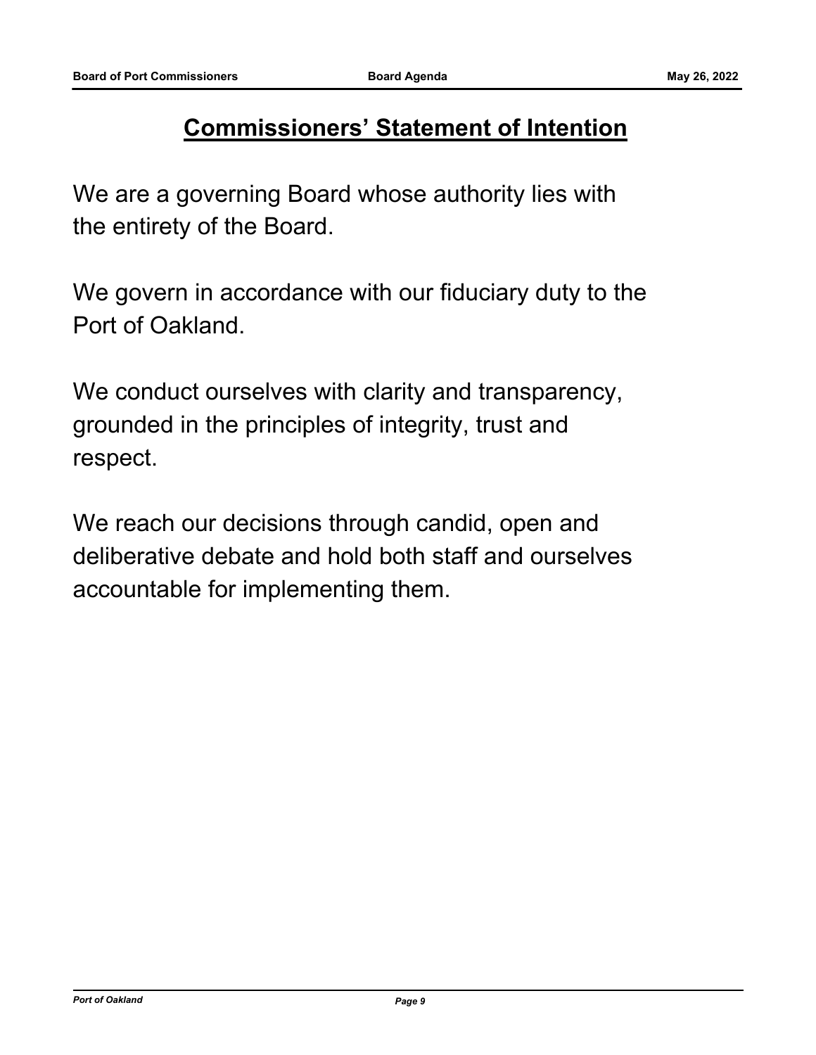# Commissioners' Statement of Intention

We are a governing Board whose authority lies with the entirety of the Board.

We govern in accordance with our fiduciary duty to the Port of Oakland.

We conduct ourselves with clarity and transparency, grounded in the principles of integrity, trust and respect.

We reach our decisions through candid, open and deliberative debate and hold both staff and ourselves accountable for implementing them.